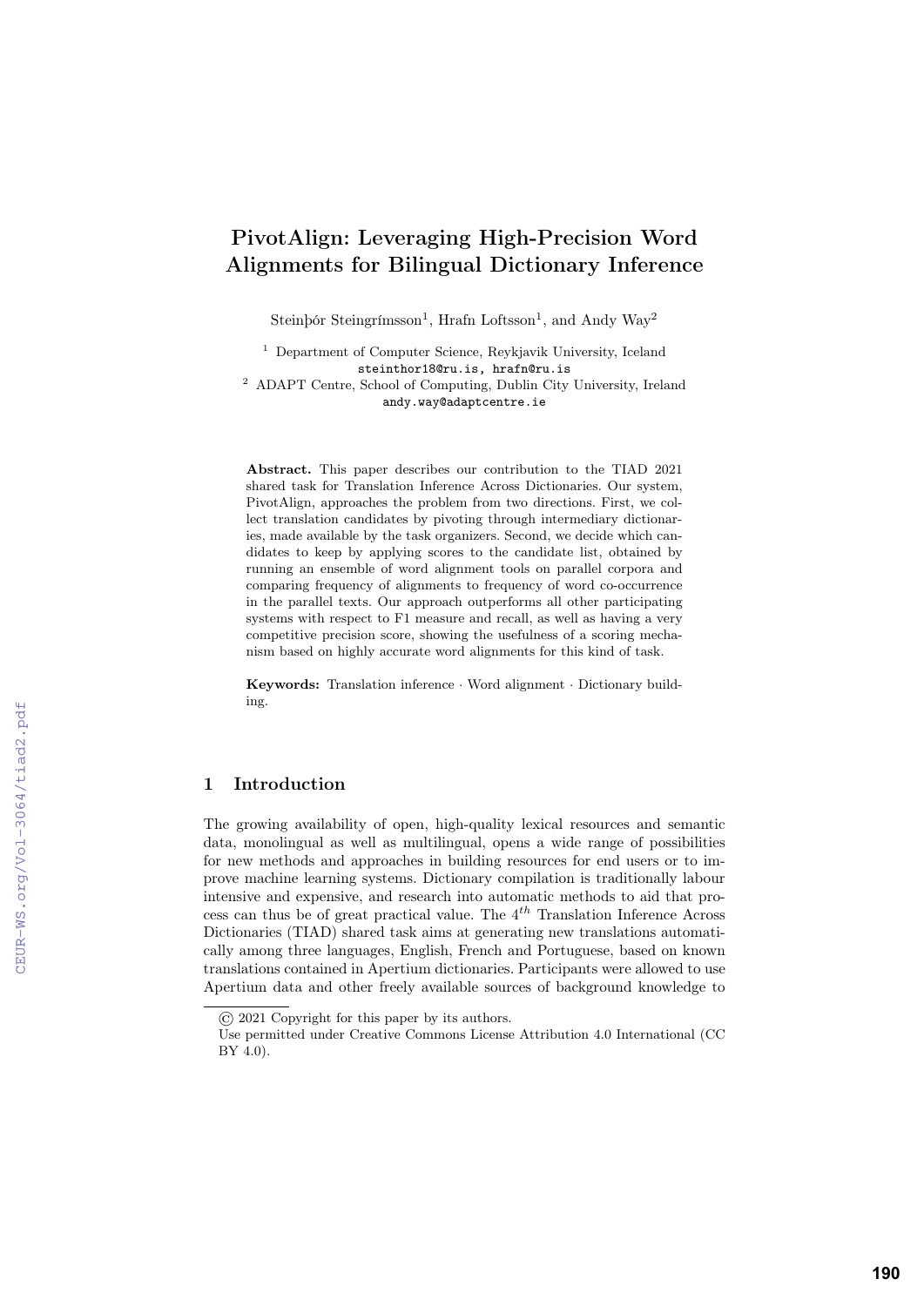# PivotAlign: Leveraging High-Precision Word Alignments for Bilingual Dictionary Inference

Steinþór Steingrímsson[1], Hrafn Loftsson[1], and Andy Way[2]

[1] Department of Computer Science, Reykjavik University, Iceland
steinthor18@ru.is, hrafn@ru.is
[2] ADAPT Centre, School of Computing, Dublin City University, Ireland
andy.way@adaptcentre.ie

**Abstract.** This paper describes our contribution to the TIAD 2021 shared task for Translation Inference Across Dictionaries. Our system, PivotAlign, approaches the problem from two directions. First, we collect translation candidates by pivoting through intermediary dictionaries, made available by the task organizers. Second, we decide which candidates to keep by applying scores to the candidate list, obtained by running an ensemble of word alignment tools on parallel corpora and comparing frequency of alignments to frequency of word co-occurrence in the parallel texts. Our approach outperforms all other participating systems with respect to F1 measure and recall, as well as having a very competitive precision score, showing the usefulness of a scoring mechanism based on highly accurate word alignments for this kind of task.

**Keywords:** Translation inference · Word alignment · Dictionary building.

## 1 Introduction

The growing availability of open, high-quality lexical resources and semantic data, monolingual as well as multilingual, opens a wide range of possibilities for new methods and approaches in building resources for end users or to improve machine learning systems. Dictionary compilation is traditionally labour intensive and expensive, and research into automatic methods to aid that process can thus be of great practical value. The $4^{th}$ Translation Inference Across Dictionaries (TIAD) shared task aims at generating new translations automatically among three languages, English, French and Portuguese, based on known translations contained in Apertium dictionaries. Participants were allowed to use Apertium data and other freely available sources of background knowledge to

© 2021 Copyright for this paper by its authors.
Use permitted under Creative Commons License Attribution 4.0 International (CC BY 4.0).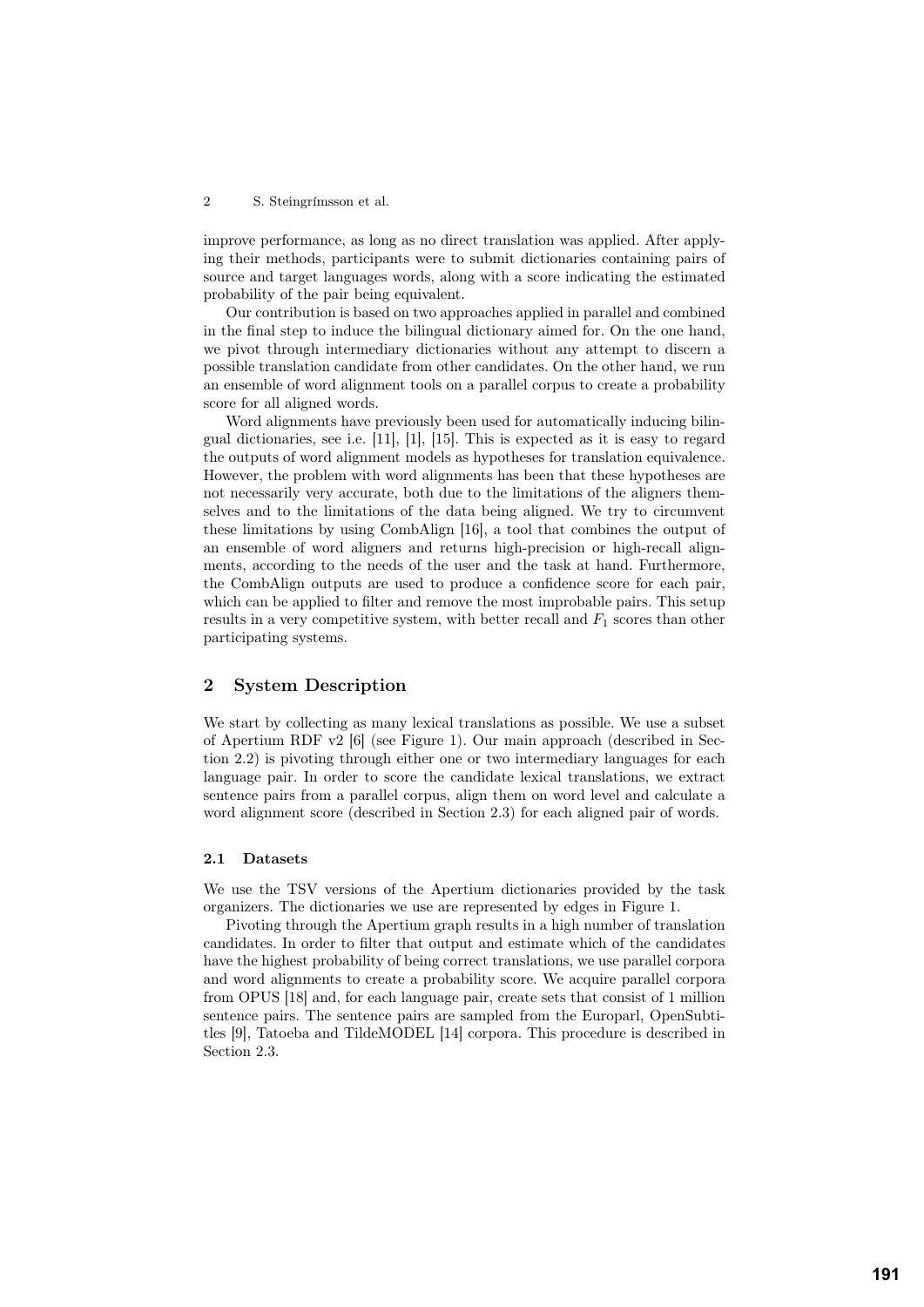improve performance, as long as no direct translation was applied. After applying their methods, participants were to submit dictionaries containing pairs of source and target languages words, along with a score indicating the estimated probability of the pair being equivalent.

Our contribution is based on two approaches applied in parallel and combined in the final step to induce the bilingual dictionary aimed for. On the one hand, we pivot through intermediary dictionaries without any attempt to discern a possible translation candidate from other candidates. On the other hand, we run an ensemble of word alignment tools on a parallel corpus to create a probability score for all aligned words.

Word alignments have previously been used for automatically inducing bilingual dictionaries, see i.e. [11], [1], [15]. This is expected as it is easy to regard the outputs of word alignment models as hypotheses for translation equivalence. However, the problem with word alignments has been that these hypotheses are not necessarily very accurate, both due to the limitations of the aligners themselves and to the limitations of the data being aligned. We try to circumvent these limitations by using CombAlign [16], a tool that combines the output of an ensemble of word aligners and returns high-precision or high-recall alignments, according to the needs of the user and the task at hand. Furthermore, the CombAlign outputs are used to produce a confidence score for each pair, which can be applied to filter and remove the most improbable pairs. This setup results in a very competitive system, with better recall and $F_1$ scores than other participating systems.

## 2 System Description

We start by collecting as many lexical translations as possible. We use a subset of Apertium RDF v2 [6] (see Figure 1). Our main approach (described in Section 2.2) is pivoting through either one or two intermediary languages for each language pair. In order to score the candidate lexical translations, we extract sentence pairs from a parallel corpus, align them on word level and calculate a word alignment score (described in Section 2.3) for each aligned pair of words.

### 2.1 Datasets

We use the TSV versions of the Apertium dictionaries provided by the task organizers. The dictionaries we use are represented by edges in Figure 1.

Pivoting through the Apertium graph results in a high number of translation candidates. In order to filter that output and estimate which of the candidates have the highest probability of being correct translations, we use parallel corpora and word alignments to create a probability score. We acquire parallel corpora from OPUS [18] and, for each language pair, create sets that consist of 1 million sentence pairs. The sentence pairs are sampled from the Europarl, OpenSubtitles [9], Tatoeba and TildeMODEL [14] corpora. This procedure is described in Section 2.3.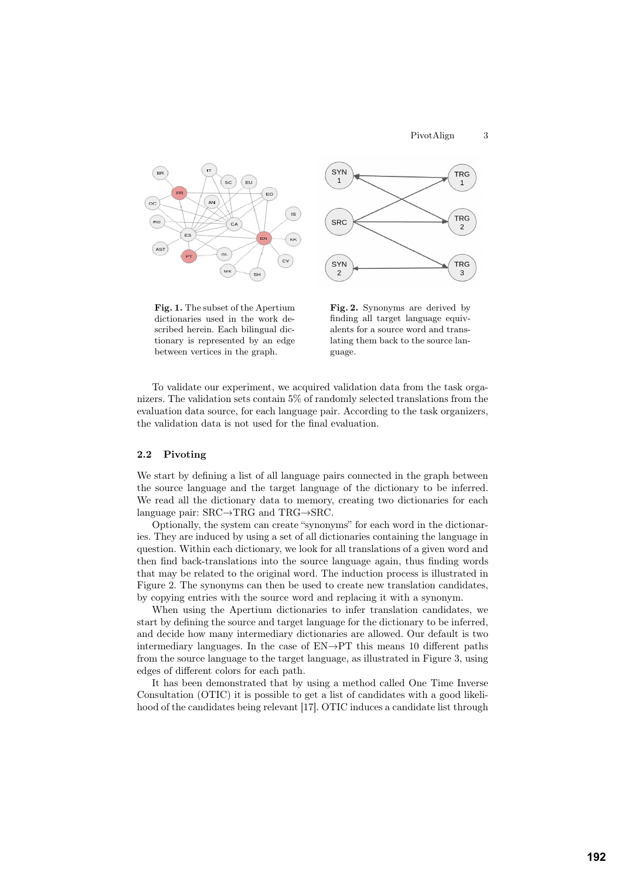**Fig. 1.** The subset of the Apertium dictionaries used in the work described herein. Each bilingual dictionary is represented by an edge between vertices in the graph.

**Fig. 2.** Synonyms are derived by finding all target language equivalents for a source word and translating them back to the source language.

To validate our experiment, we acquired validation data from the task organizers. The validation sets contain 5% of randomly selected translations from the evaluation data source, for each language pair. According to the task organizers, the validation data is not used for the final evaluation.

### 2.2 Pivoting

We start by defining a list of all language pairs connected in the graph between the source language and the target language of the dictionary to be inferred. We read all the dictionary data to memory, creating two dictionaries for each language pair: SRC→TRG and TRG→SRC.

Optionally, the system can create "synonyms" for each word in the dictionaries. They are induced by using a set of all dictionaries containing the language in question. Within each dictionary, we look for all translations of a given word and then find back-translations into the source language again, thus finding words that may be related to the original word. The induction process is illustrated in Figure 2. The synonyms can then be used to create new translation candidates, by copying entries with the source word and replacing it with a synonym.

When using the Apertium dictionaries to infer translation candidates, we start by defining the source and target language for the dictionary to be inferred, and decide how many intermediary dictionaries are allowed. Our default is two intermediary languages. In the case of EN→PT this means 10 different paths from the source language to the target language, as illustrated in Figure 3, using edges of different colors for each path.

It has been demonstrated that by using a method called One Time Inverse Consultation (OTIC) it is possible to get a list of candidates with a good likelihood of the candidates being relevant [17]. OTIC induces a candidate list through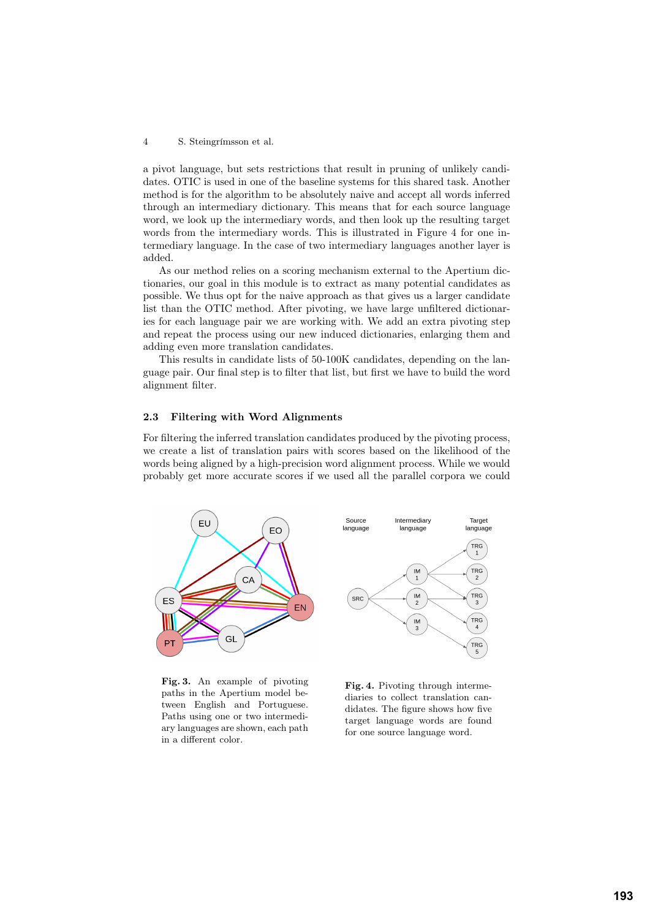a pivot language, but sets restrictions that result in pruning of unlikely candidates. OTIC is used in one of the baseline systems for this shared task. Another method is for the algorithm to be absolutely naive and accept all words inferred through an intermediary dictionary. This means that for each source language word, we look up the intermediary words, and then look up the resulting target words from the intermediary words. This is illustrated in Figure 4 for one intermediary language. In the case of two intermediary languages another layer is added.

As our method relies on a scoring mechanism external to the Apertium dictionaries, our goal in this module is to extract as many potential candidates as possible. We thus opt for the naive approach as that gives us a larger candidate list than the OTIC method. After pivoting, we have large unfiltered dictionaries for each language pair we are working with. We add an extra pivoting step and repeat the process using our new induced dictionaries, enlarging them and adding even more translation candidates.

This results in candidate lists of 50-100K candidates, depending on the language pair. Our final step is to filter that list, but first we have to build the word alignment filter.

### 2.3 Filtering with Word Alignments

For filtering the inferred translation candidates produced by the pivoting process, we create a list of translation pairs with scores based on the likelihood of the words being aligned by a high-precision word alignment process. While we would probably get more accurate scores if we used all the parallel corpora we could

**Fig. 3.** An example of pivoting paths in the Apertium model between English and Portuguese. Paths using one or two intermediary languages are shown, each path in a different color.

**Fig. 4.** Pivoting through intermediaries to collect translation candidates. The figure shows how five target language words are found for one source language word.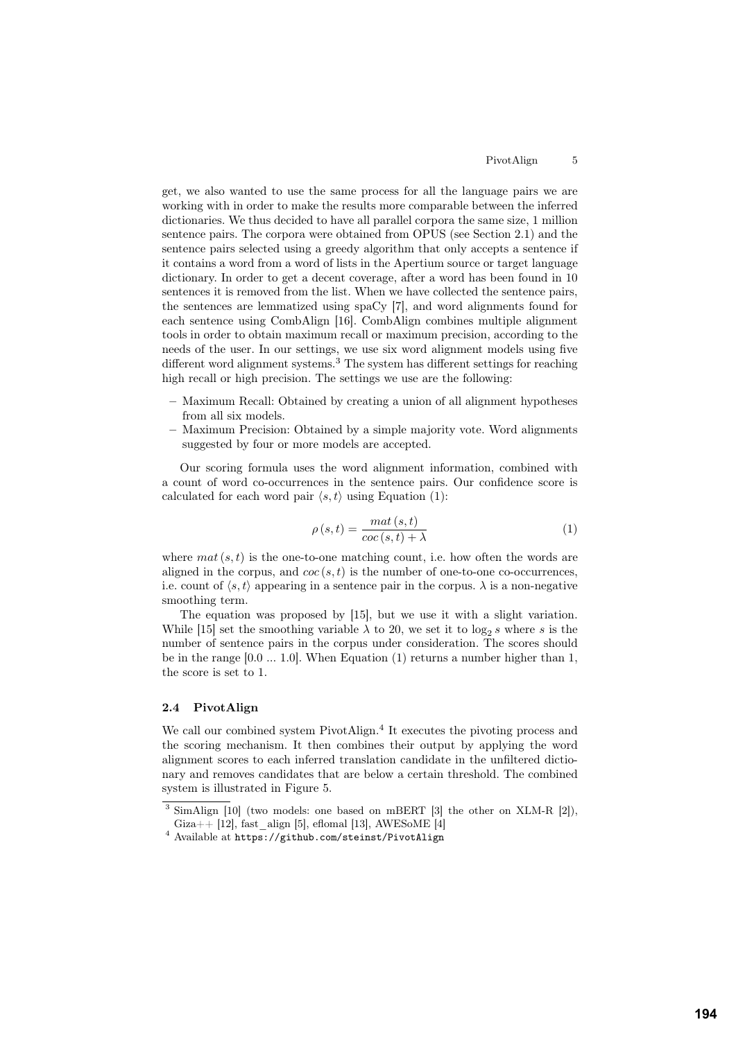get, we also wanted to use the same process for all the language pairs we are working with in order to make the results more comparable between the inferred dictionaries. We thus decided to have all parallel corpora the same size, 1 million sentence pairs. The corpora were obtained from OPUS (see Section 2.1) and the sentence pairs selected using a greedy algorithm that only accepts a sentence if it contains a word from a word of lists in the Apertium source or target language dictionary. In order to get a decent coverage, after a word has been found in 10 sentences it is removed from the list. When we have collected the sentence pairs, the sentences are lemmatized using spaCy [7], and word alignments found for each sentence using CombAlign [16]. CombAlign combines multiple alignment tools in order to obtain maximum recall or maximum precision, according to the needs of the user. In our settings, we use six word alignment models using five different word alignment systems.[3] The system has different settings for reaching high recall or high precision. The settings we use are the following:

- Maximum Recall: Obtained by creating a union of all alignment hypotheses from all six models.
- Maximum Precision: Obtained by a simple majority vote. Word alignments suggested by four or more models are accepted.

Our scoring formula uses the word alignment information, combined with a count of word co-occurrences in the sentence pairs. Our confidence score is calculated for each word pair $\langle s, t \rangle$ using Equation (1):

$$\rho(s,t) = \frac{mat(s,t)}{coc(s,t) + \lambda} \tag{1}$$

where $mat(s,t)$ is the one-to-one matching count, i.e. how often the words are aligned in the corpus, and $coc(s,t)$ is the number of one-to-one co-occurrences, i.e. count of $\langle s, t \rangle$ appearing in a sentence pair in the corpus. $\lambda$ is a non-negative smoothing term.

The equation was proposed by [15], but we use it with a slight variation. While [15] set the smoothing variable $\lambda$ to 20, we set it to $\log_2 s$ where $s$ is the number of sentence pairs in the corpus under consideration. The scores should be in the range [0.0 ... 1.0]. When Equation (1) returns a number higher than 1, the score is set to 1.

### 2.4 PivotAlign

We call our combined system PivotAlign.[4] It executes the pivoting process and the scoring mechanism. It then combines their output by applying the word alignment scores to each inferred translation candidate in the unfiltered dictionary and removes candidates that are below a certain threshold. The combined system is illustrated in Figure 5.

[3] SimAlign [10] (two models: one based on mBERT [3] the other on XLM-R [2]), Giza++ [12], fast_align [5], eflomal [13], AWESoME [4]

[4] Available at https://github.com/steinst/PivotAlign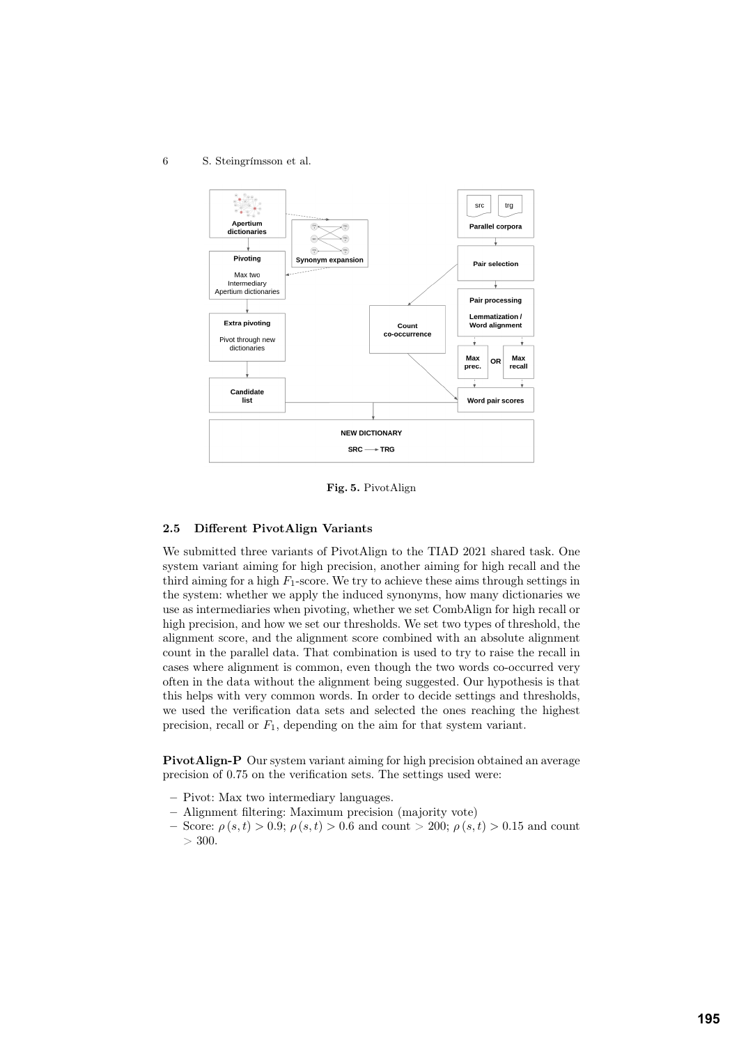Fig. 5. PivotAlign

### 2.5 Different PivotAlign Variants

We submitted three variants of PivotAlign to the TIAD 2021 shared task. One system variant aiming for high precision, another aiming for high recall and the third aiming for a high $F_1$-score. We try to achieve these aims through settings in the system: whether we apply the induced synonyms, how many dictionaries we use as intermediaries when pivoting, whether we set CombAlign for high recall or high precision, and how we set our thresholds. We set two types of threshold, the alignment score, and the alignment score combined with an absolute alignment count in the parallel data. That combination is used to try to raise the recall in cases where alignment is common, even though the two words co-occurred very often in the data without the alignment being suggested. Our hypothesis is that this helps with very common words. In order to decide settings and thresholds, we used the verification data sets and selected the ones reaching the highest precision, recall or $F_1$, depending on the aim for that system variant.

**PivotAlign-P** Our system variant aiming for high precision obtained an average precision of 0.75 on the verification sets. The settings used were:

- Pivot: Max two intermediary languages.
- Alignment filtering: Maximum precision (majority vote)
- Score: $\rho(s,t) > 0.9$; $\rho(s,t) > 0.6$ and count $> 200$; $\rho(s,t) > 0.15$ and count $> 300$.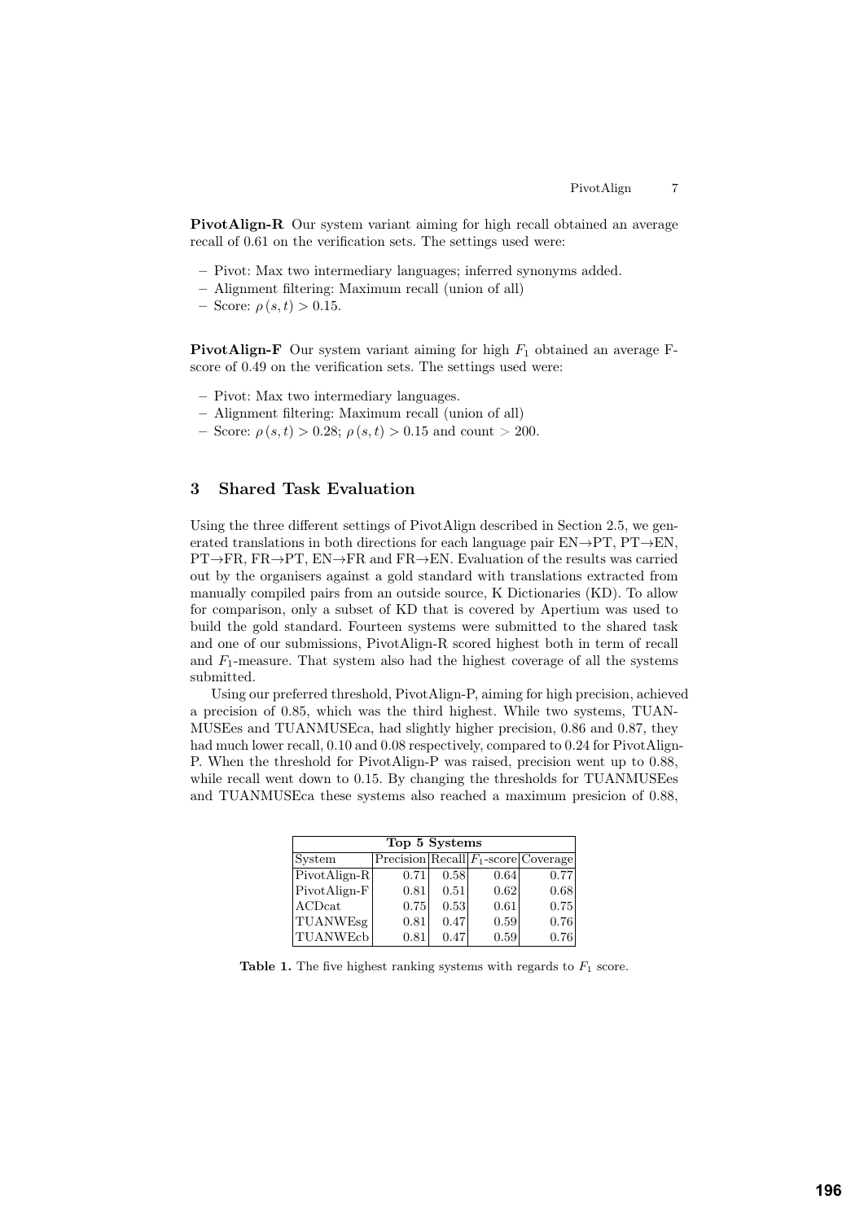**PivotAlign-R** Our system variant aiming for high recall obtained an average recall of 0.61 on the verification sets. The settings used were:

- Pivot: Max two intermediary languages; inferred synonyms added.
- Alignment filtering: Maximum recall (union of all)
- Score: $\rho(s,t) > 0.15$.

**PivotAlign-F** Our system variant aiming for high $F_1$ obtained an average F-score of 0.49 on the verification sets. The settings used were:

- Pivot: Max two intermediary languages.
- Alignment filtering: Maximum recall (union of all)
- Score: $\rho(s,t) > 0.28$; $\rho(s,t) > 0.15$ and count $> 200$.

## 3 Shared Task Evaluation

Using the three different settings of PivotAlign described in Section 2.5, we generated translations in both directions for each language pair EN→PT, PT→EN, PT→FR, FR→PT, EN→FR and FR→EN. Evaluation of the results was carried out by the organisers against a gold standard with translations extracted from manually compiled pairs from an outside source, K Dictionaries (KD). To allow for comparison, only a subset of KD that is covered by Apertium was used to build the gold standard. Fourteen systems were submitted to the shared task and one of our submissions, PivotAlign-R scored highest both in term of recall and $F_1$-measure. That system also had the highest coverage of all the systems submitted.

Using our preferred threshold, PivotAlign-P, aiming for high precision, achieved a precision of 0.85, which was the third highest. While two systems, TUAN-MUSEes and TUANMUSEca, had slightly higher precision, 0.86 and 0.87, they had much lower recall, 0.10 and 0.08 respectively, compared to 0.24 for PivotAlign-P. When the threshold for PivotAlign-P was raised, precision went up to 0.88, while recall went down to 0.15. By changing the thresholds for TUANMUSEes and TUANMUSEca these systems also reached a maximum presicion of 0.88,

| Top 5 Systems | | | | |
|---|---|---|---|---|
| System | Precision | Recall | $F_1$-score | Coverage |
| PivotAlign-R | 0.71 | 0.58 | 0.64 | 0.77 |
| PivotAlign-F | 0.81 | 0.51 | 0.62 | 0.68 |
| ACDcat | 0.75 | 0.53 | 0.61 | 0.75 |
| TUANWEsg | 0.81 | 0.47 | 0.59 | 0.76 |
| TUANWEcb | 0.81 | 0.47 | 0.59 | 0.76 |

**Table 1.** The five highest ranking systems with regards to $F_1$ score.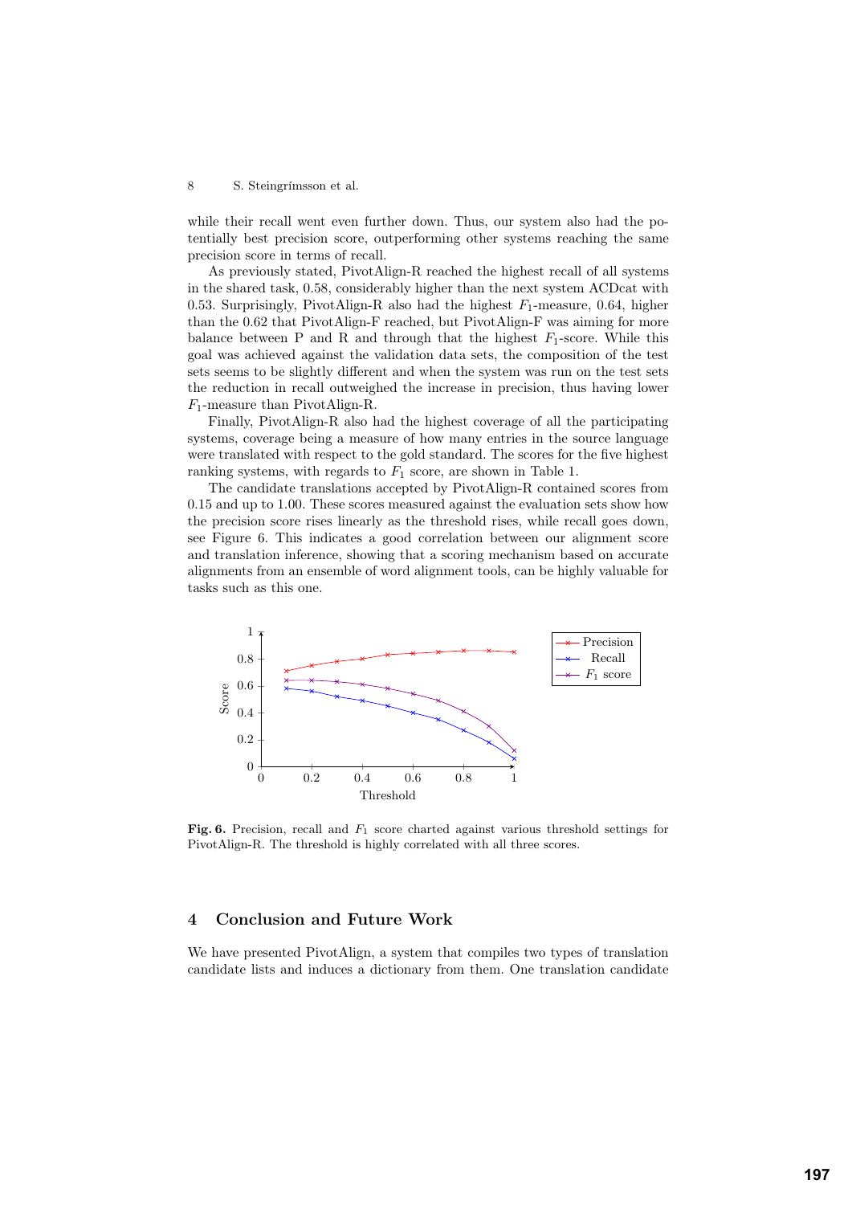while their recall went even further down. Thus, our system also had the potentially best precision score, outperforming other systems reaching the same precision score in terms of recall.

As previously stated, PivotAlign-R reached the highest recall of all systems in the shared task, 0.58, considerably higher than the next system ACDcat with 0.53. Surprisingly, PivotAlign-R also had the highest $F_1$-measure, 0.64, higher than the 0.62 that PivotAlign-F reached, but PivotAlign-F was aiming for more balance between P and R and through that the highest $F_1$-score. While this goal was achieved against the validation data sets, the composition of the test sets seems to be slightly different and when the system was run on the test sets the reduction in recall outweighed the increase in precision, thus having lower $F_1$-measure than PivotAlign-R.

Finally, PivotAlign-R also had the highest coverage of all the participating systems, coverage being a measure of how many entries in the source language were translated with respect to the gold standard. The scores for the five highest ranking systems, with regards to $F_1$ score, are shown in Table 1.

The candidate translations accepted by PivotAlign-R contained scores from 0.15 and up to 1.00. These scores measured against the evaluation sets show how the precision score rises linearly as the threshold rises, while recall goes down, see Figure 6. This indicates a good correlation between our alignment score and translation inference, showing that a scoring mechanism based on accurate alignments from an ensemble of word alignment tools, can be highly valuable for tasks such as this one.

**Fig. 6.** Precision, recall and $F_1$ score charted against various threshold settings for PivotAlign-R. The threshold is highly correlated with all three scores.

## 4 Conclusion and Future Work

We have presented PivotAlign, a system that compiles two types of translation candidate lists and induces a dictionary from them. One translation candidate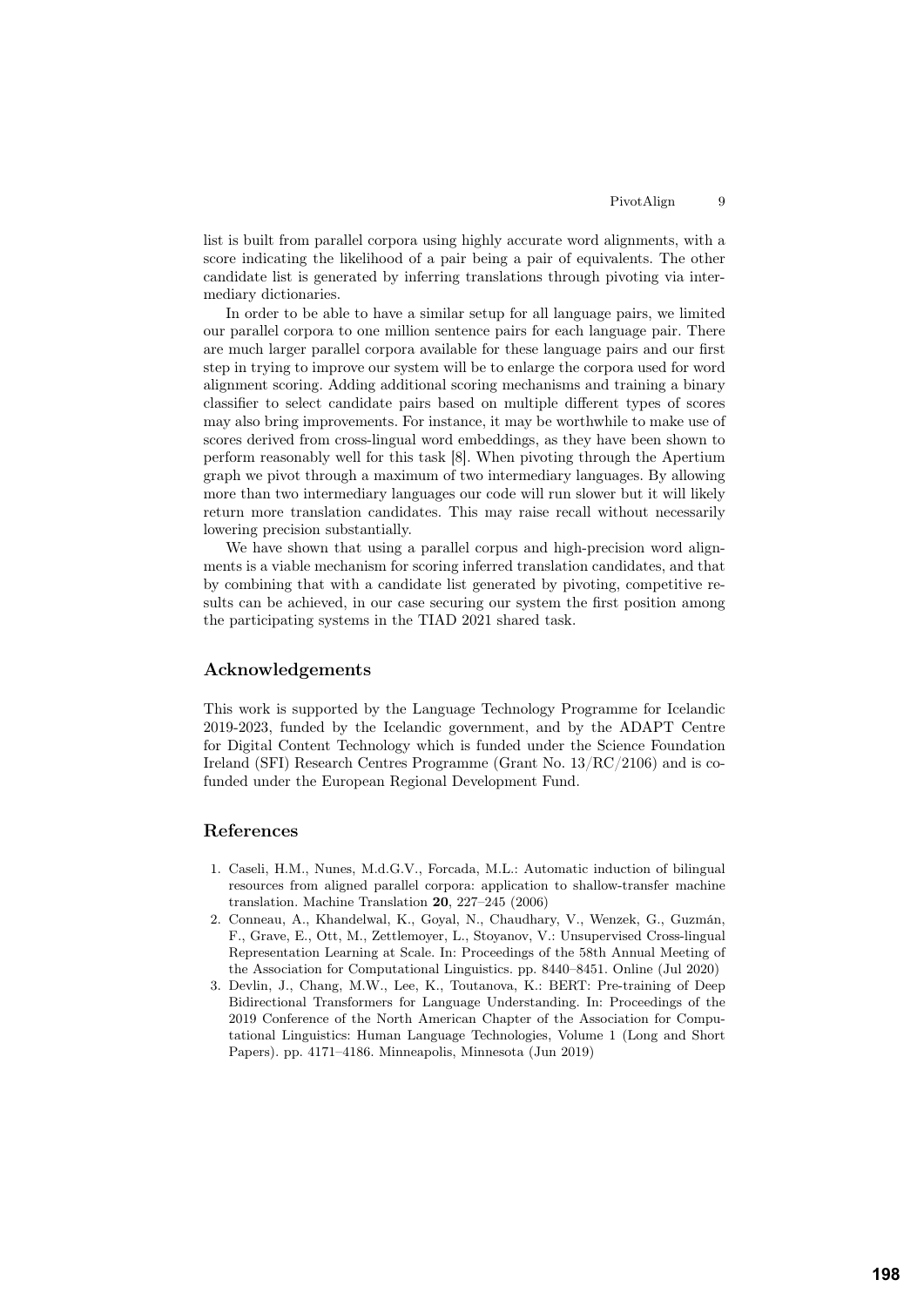list is built from parallel corpora using highly accurate word alignments, with a score indicating the likelihood of a pair being a pair of equivalents. The other candidate list is generated by inferring translations through pivoting via intermediary dictionaries.

In order to be able to have a similar setup for all language pairs, we limited our parallel corpora to one million sentence pairs for each language pair. There are much larger parallel corpora available for these language pairs and our first step in trying to improve our system will be to enlarge the corpora used for word alignment scoring. Adding additional scoring mechanisms and training a binary classifier to select candidate pairs based on multiple different types of scores may also bring improvements. For instance, it may be worthwhile to make use of scores derived from cross-lingual word embeddings, as they have been shown to perform reasonably well for this task [8]. When pivoting through the Apertium graph we pivot through a maximum of two intermediary languages. By allowing more than two intermediary languages our code will run slower but it will likely return more translation candidates. This may raise recall without necessarily lowering precision substantially.

We have shown that using a parallel corpus and high-precision word alignments is a viable mechanism for scoring inferred translation candidates, and that by combining that with a candidate list generated by pivoting, competitive results can be achieved, in our case securing our system the first position among the participating systems in the TIAD 2021 shared task.

## Acknowledgements

This work is supported by the Language Technology Programme for Icelandic 2019-2023, funded by the Icelandic government, and by the ADAPT Centre for Digital Content Technology which is funded under the Science Foundation Ireland (SFI) Research Centres Programme (Grant No. 13/RC/2106) and is co-funded under the European Regional Development Fund.

## References

1. Caseli, H.M., Nunes, M.d.G.V., Forcada, M.L.: Automatic induction of bilingual resources from aligned parallel corpora: application to shallow-transfer machine translation. Machine Translation **20**, 227–245 (2006)
2. Conneau, A., Khandelwal, K., Goyal, N., Chaudhary, V., Wenzek, G., Guzmán, F., Grave, E., Ott, M., Zettlemoyer, L., Stoyanov, V.: Unsupervised Cross-lingual Representation Learning at Scale. In: Proceedings of the 58th Annual Meeting of the Association for Computational Linguistics. pp. 8440–8451. Online (Jul 2020)
3. Devlin, J., Chang, M.W., Lee, K., Toutanova, K.: BERT: Pre-training of Deep Bidirectional Transformers for Language Understanding. In: Proceedings of the 2019 Conference of the North American Chapter of the Association for Computational Linguistics: Human Language Technologies, Volume 1 (Long and Short Papers). pp. 4171–4186. Minneapolis, Minnesota (Jun 2019)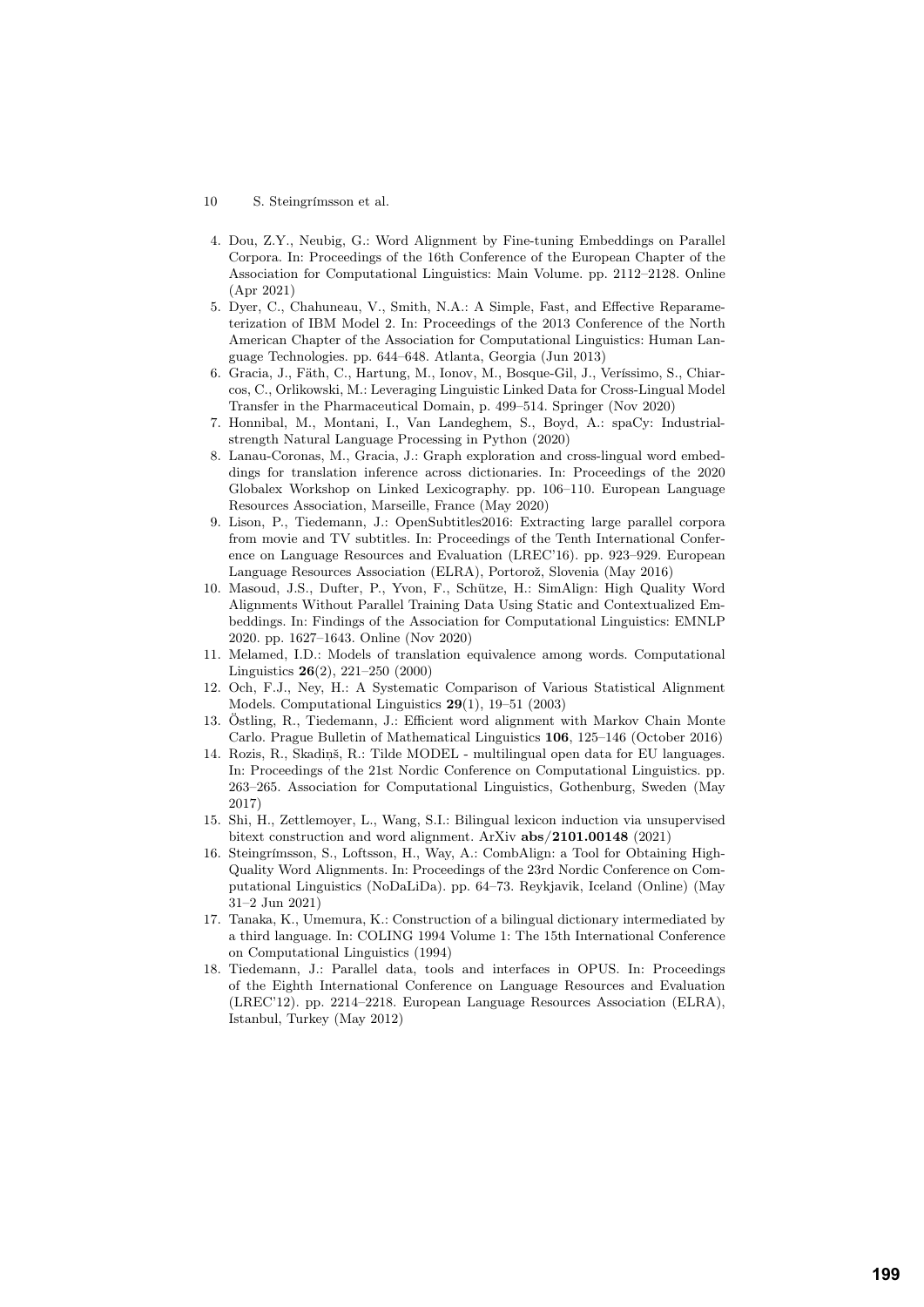4. Dou, Z.Y., Neubig, G.: Word Alignment by Fine-tuning Embeddings on Parallel Corpora. In: Proceedings of the 16th Conference of the European Chapter of the Association for Computational Linguistics: Main Volume. pp. 2112–2128. Online (Apr 2021)
5. Dyer, C., Chahuneau, V., Smith, N.A.: A Simple, Fast, and Effective Reparameterization of IBM Model 2. In: Proceedings of the 2013 Conference of the North American Chapter of the Association for Computational Linguistics: Human Language Technologies. pp. 644–648. Atlanta, Georgia (Jun 2013)
6. Gracia, J., Fäth, C., Hartung, M., Ionov, M., Bosque-Gil, J., Veríssimo, S., Chiarcos, C., Orlikowski, M.: Leveraging Linguistic Linked Data for Cross-Lingual Model Transfer in the Pharmaceutical Domain, p. 499–514. Springer (Nov 2020)
7. Honnibal, M., Montani, I., Van Landeghem, S., Boyd, A.: spaCy: Industrial-strength Natural Language Processing in Python (2020)
8. Lanau-Coronas, M., Gracia, J.: Graph exploration and cross-lingual word embeddings for translation inference across dictionaries. In: Proceedings of the 2020 Globalex Workshop on Linked Lexicography. pp. 106–110. European Language Resources Association, Marseille, France (May 2020)
9. Lison, P., Tiedemann, J.: OpenSubtitles2016: Extracting large parallel corpora from movie and TV subtitles. In: Proceedings of the Tenth International Conference on Language Resources and Evaluation (LREC'16). pp. 923–929. European Language Resources Association (ELRA), Portorož, Slovenia (May 2016)
10. Masoud, J.S., Dufter, P., Yvon, F., Schütze, H.: SimAlign: High Quality Word Alignments Without Parallel Training Data Using Static and Contextualized Embeddings. In: Findings of the Association for Computational Linguistics: EMNLP 2020. pp. 1627–1643. Online (Nov 2020)
11. Melamed, I.D.: Models of translation equivalence among words. Computational Linguistics **26**(2), 221–250 (2000)
12. Och, F.J., Ney, H.: A Systematic Comparison of Various Statistical Alignment Models. Computational Linguistics **29**(1), 19–51 (2003)
13. Östling, R., Tiedemann, J.: Efficient word alignment with Markov Chain Monte Carlo. Prague Bulletin of Mathematical Linguistics **106**, 125–146 (October 2016)
14. Rozis, R., Skadiņš, R.: Tilde MODEL - multilingual open data for EU languages. In: Proceedings of the 21st Nordic Conference on Computational Linguistics. pp. 263–265. Association for Computational Linguistics, Gothenburg, Sweden (May 2017)
15. Shi, H., Zettlemoyer, L., Wang, S.I.: Bilingual lexicon induction via unsupervised bitext construction and word alignment. ArXiv **abs/2101.00148** (2021)
16. Steingrímsson, S., Loftsson, H., Way, A.: CombAlign: a Tool for Obtaining High-Quality Word Alignments. In: Proceedings of the 23rd Nordic Conference on Computational Linguistics (NoDaLiDa). pp. 64–73. Reykjavik, Iceland (Online) (May 31–2 Jun 2021)
17. Tanaka, K., Umemura, K.: Construction of a bilingual dictionary intermediated by a third language. In: COLING 1994 Volume 1: The 15th International Conference on Computational Linguistics (1994)
18. Tiedemann, J.: Parallel data, tools and interfaces in OPUS. In: Proceedings of the Eighth International Conference on Language Resources and Evaluation (LREC'12). pp. 2214–2218. European Language Resources Association (ELRA), Istanbul, Turkey (May 2012)